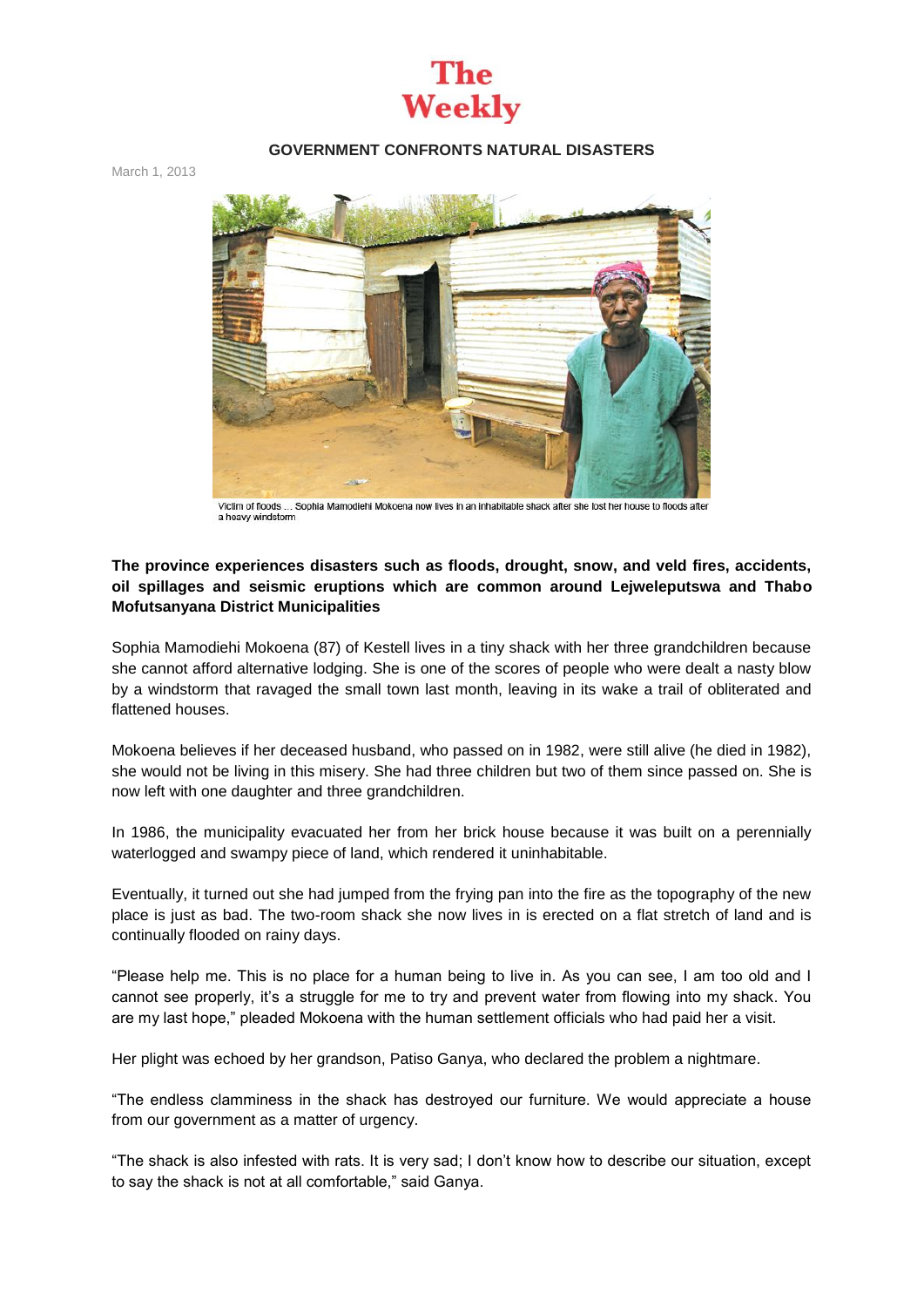# The Weekly

## GOVERNMENT CONFRONTS NATURAL DISASTERS

March 1, 2013

Victim of floods ... Sophia Mamodiehi Mokoena now lives in an inhabitable shack after she lost her house to floods after a heavy windstorm

**The province experiences disasters such as floods, drought, snow, and veld fires, accidents, oil spillages and seismic eruptions which are common around Lejweleputswa and Thabo Mofutsanyana District Municipalities**

Sophia Mamodiehi Mokoena (87) of Kestell lives in a tiny shack with her three grandchildren because she cannot afford alternative lodging. She is one of the scores of people who were dealt a nasty blow by a windstorm that ravaged the small town last month, leaving in its wake a trail of obliterated and flattened houses.

Mokoena believes if her deceased husband, who passed on in 1982, were still alive (he died in 1982), she would not be living in this misery. She had three children but two of them since passed on. She is now left with one daughter and three grandchildren.

In 1986, the municipality evacuated her from her brick house because it was built on a perennially waterlogged and swampy piece of land, which rendered it uninhabitable.

Eventually, it turned out she had jumped from the frying pan into the fire as the topography of the new place is just as bad. The two-room shack she now lives in is erected on a flat stretch of land and is continually flooded on rainy days.

"Please help me. This is no place for a human being to live in. As you can see, I am too old and I cannot see properly, it's a struggle for me to try and prevent water from flowing into my shack. You are my last hope," pleaded Mokoena with the human settlement officials who had paid her a visit.

Her plight was echoed by her grandson, Patiso Ganya, who declared the problem a nightmare.

"The endless clamminess in the shack has destroyed our furniture. We would appreciate a house from our government as a matter of urgency.

"The shack is also infested with rats. It is very sad; I don't know how to describe our situation, except to say the shack is not at all comfortable," said Ganya.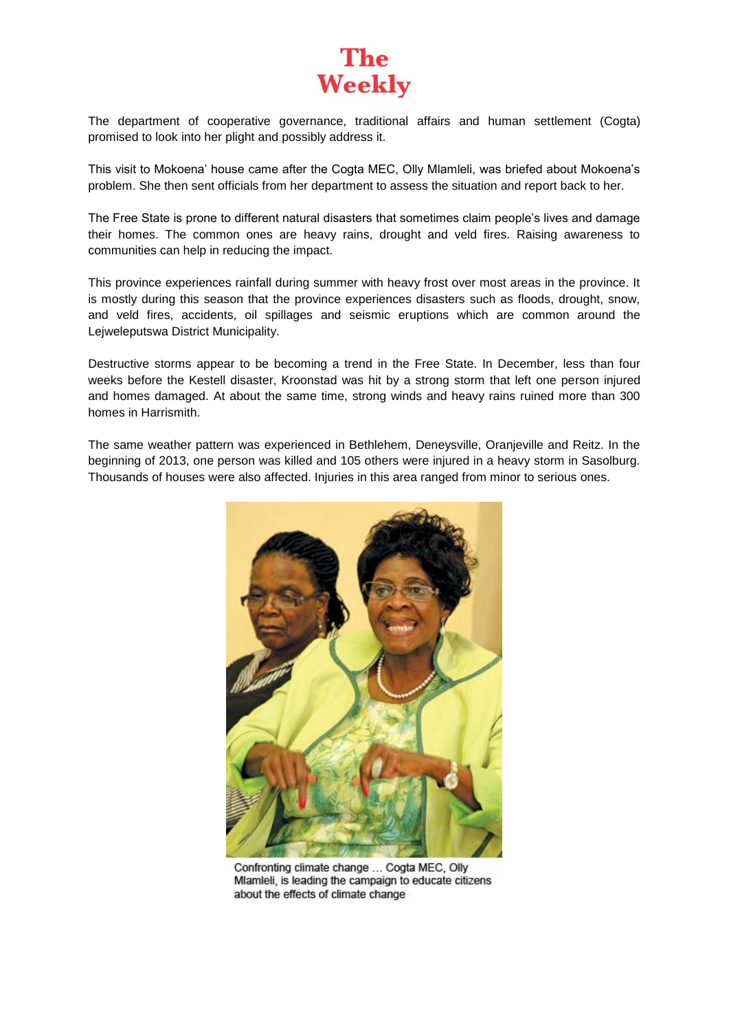The department of cooperative governance, traditional affairs and human settlement (Cogta) promised to look into her plight and possibly address it.

This visit to Mokoena' house came after the Cogta MEC, Olly Mlamleli, was briefed about Mokoena's problem. She then sent officials from her department to assess the situation and report back to her.

The Free State is prone to different natural disasters that sometimes claim people's lives and damage their homes. The common ones are heavy rains, drought and veld fires. Raising awareness to communities can help in reducing the impact.

This province experiences rainfall during summer with heavy frost over most areas in the province. It is mostly during this season that the province experiences disasters such as floods, drought, snow, and veld fires, accidents, oil spillages and seismic eruptions which are common around the Lejweleputswa District Municipality.

Destructive storms appear to be becoming a trend in the Free State. In December, less than four weeks before the Kestell disaster, Kroonstad was hit by a strong storm that left one person injured and homes damaged. At about the same time, strong winds and heavy rains ruined more than 300 homes in Harrismith.

The same weather pattern was experienced in Bethlehem, Deneysville, Oranjeville and Reitz. In the beginning of 2013, one person was killed and 105 others were injured in a heavy storm in Sasolburg. Thousands of houses were also affected. Injuries in this area ranged from minor to serious ones.

Confronting climate change … Cogta MEC, Olly Mlamleli, is leading the campaign to educate citizens about the effects of climate change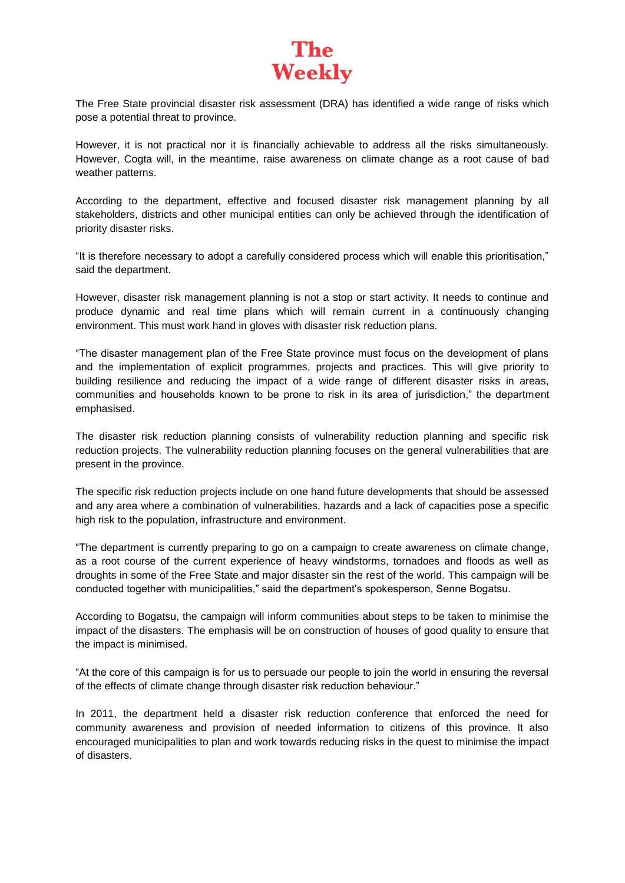The Free State provincial disaster risk assessment (DRA) has identified a wide range of risks which pose a potential threat to province.

However, it is not practical nor it is financially achievable to address all the risks simultaneously. However, Cogta will, in the meantime, raise awareness on climate change as a root cause of bad weather patterns.

According to the department, effective and focused disaster risk management planning by all stakeholders, districts and other municipal entities can only be achieved through the identification of priority disaster risks.

“It is therefore necessary to adopt a carefully considered process which will enable this prioritisation,” said the department.

However, disaster risk management planning is not a stop or start activity. It needs to continue and produce dynamic and real time plans which will remain current in a continuously changing environment. This must work hand in gloves with disaster risk reduction plans.

“The disaster management plan of the Free State province must focus on the development of plans and the implementation of explicit programmes, projects and practices. This will give priority to building resilience and reducing the impact of a wide range of different disaster risks in areas, communities and households known to be prone to risk in its area of jurisdiction,” the department emphasised.

The disaster risk reduction planning consists of vulnerability reduction planning and specific risk reduction projects. The vulnerability reduction planning focuses on the general vulnerabilities that are present in the province.

The specific risk reduction projects include on one hand future developments that should be assessed and any area where a combination of vulnerabilities, hazards and a lack of capacities pose a specific high risk to the population, infrastructure and environment.

“The department is currently preparing to go on a campaign to create awareness on climate change, as a root course of the current experience of heavy windstorms, tornadoes and floods as well as droughts in some of the Free State and major disaster sin the rest of the world. This campaign will be conducted together with municipalities,” said the department’s spokesperson, Senne Bogatsu.

According to Bogatsu, the campaign will inform communities about steps to be taken to minimise the impact of the disasters. The emphasis will be on construction of houses of good quality to ensure that the impact is minimised.

“At the core of this campaign is for us to persuade our people to join the world in ensuring the reversal of the effects of climate change through disaster risk reduction behaviour.”

In 2011, the department held a disaster risk reduction conference that enforced the need for community awareness and provision of needed information to citizens of this province. It also encouraged municipalities to plan and work towards reducing risks in the quest to minimise the impact of disasters.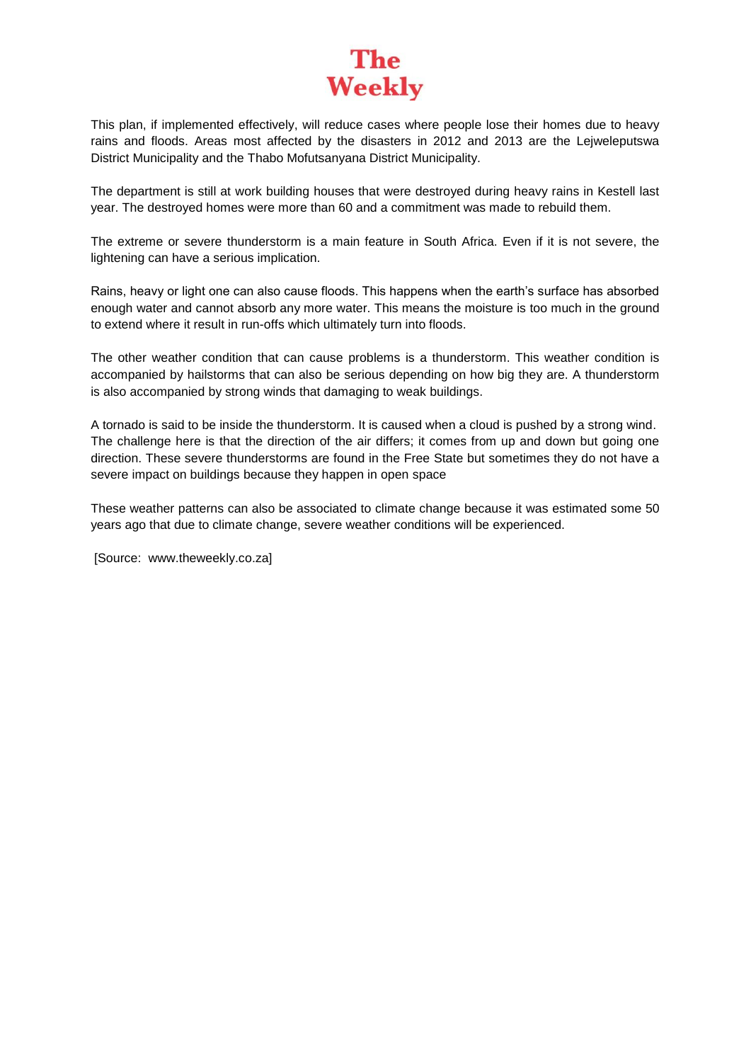# The Weekly

This plan, if implemented effectively, will reduce cases where people lose their homes due to heavy rains and floods. Areas most affected by the disasters in 2012 and 2013 are the Lejweleputswa District Municipality and the Thabo Mofutsanyana District Municipality.

The department is still at work building houses that were destroyed during heavy rains in Kestell last year. The destroyed homes were more than 60 and a commitment was made to rebuild them.

The extreme or severe thunderstorm is a main feature in South Africa. Even if it is not severe, the lightening can have a serious implication.

Rains, heavy or light one can also cause floods. This happens when the earth's surface has absorbed enough water and cannot absorb any more water. This means the moisture is too much in the ground to extend where it result in run-offs which ultimately turn into floods.

The other weather condition that can cause problems is a thunderstorm. This weather condition is accompanied by hailstorms that can also be serious depending on how big they are. A thunderstorm is also accompanied by strong winds that damaging to weak buildings.

A tornado is said to be inside the thunderstorm. It is caused when a cloud is pushed by a strong wind. The challenge here is that the direction of the air differs; it comes from up and down but going one direction. These severe thunderstorms are found in the Free State but sometimes they do not have a severe impact on buildings because they happen in open space

These weather patterns can also be associated to climate change because it was estimated some 50 years ago that due to climate change, severe weather conditions will be experienced.

[Source: www.theweekly.co.za]